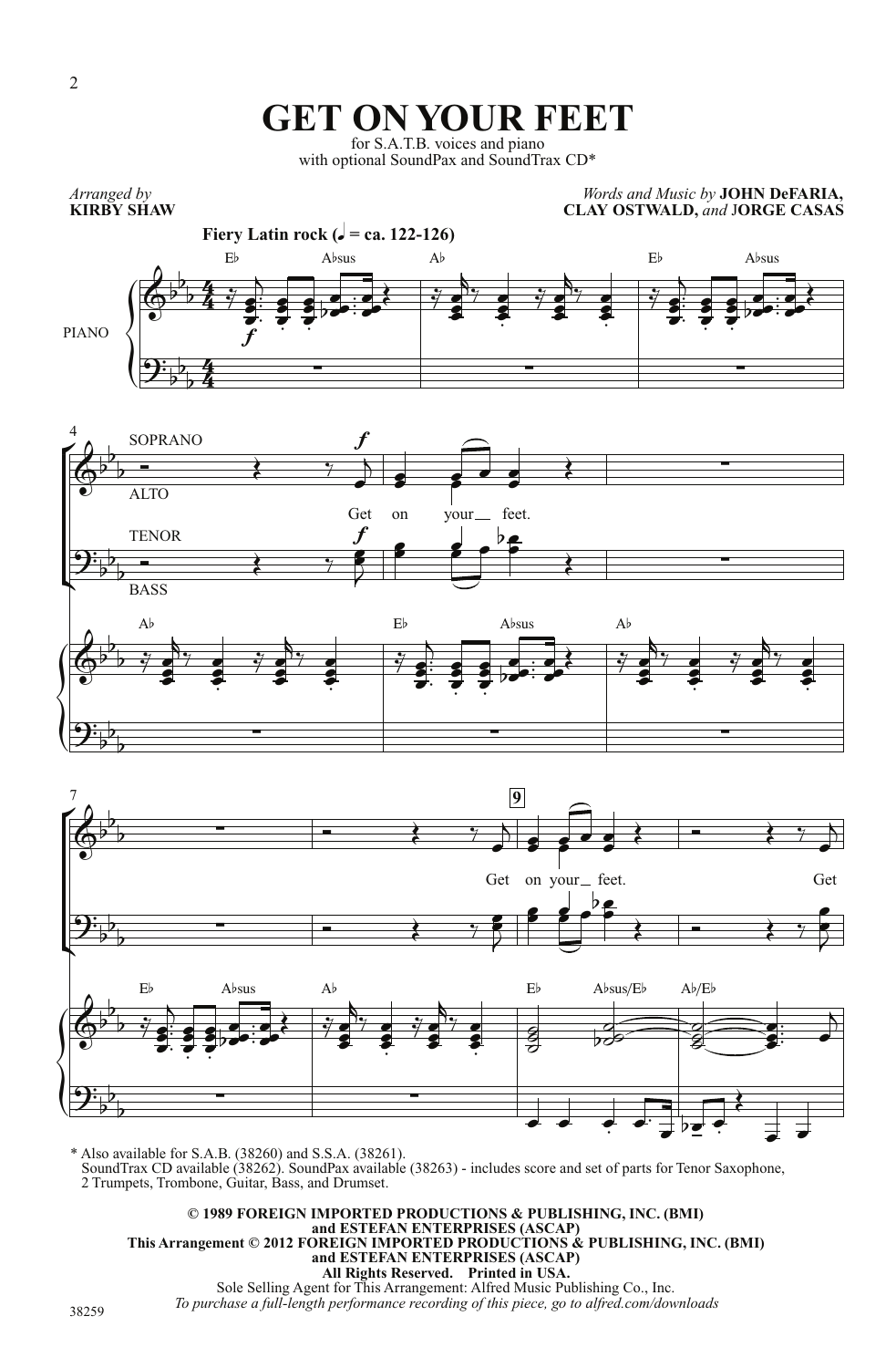# GET ON YOUR FEET

for S.A.T.B. voices and piano
with optional SoundPax and SoundTrax CD*

*Arranged by* **KIRBY SHAW**

*Words and Music by* **JOHN DeFARIA, CLAY OSTWALD,** *and* **JORGE CASAS**

**Fiery Latin rock (♩ = ca. 122-126)**

Get on your feet.

Get on your feet.

Get

\* Also available for S.A.B. (38260) and S.S.A. (38261).
SoundTrax CD available (38262). SoundPax available (38263) - includes score and set of parts for Tenor Saxophone, 2 Trumpets, Trombone, Guitar, Bass, and Drumset.

**© 1989 FOREIGN IMPORTED PRODUCTIONS & PUBLISHING, INC. (BMI)**
**and ESTEFAN ENTERPRISES (ASCAP)**
**This Arrangement © 2012 FOREIGN IMPORTED PRODUCTIONS & PUBLISHING, INC. (BMI)**
**and ESTEFAN ENTERPRISES (ASCAP)**
**All Rights Reserved. Printed in USA.**
Sole Selling Agent for This Arrangement: Alfred Music Publishing Co., Inc.
*To purchase a full-length performance recording of this piece, go to alfred.com/downloads*

38259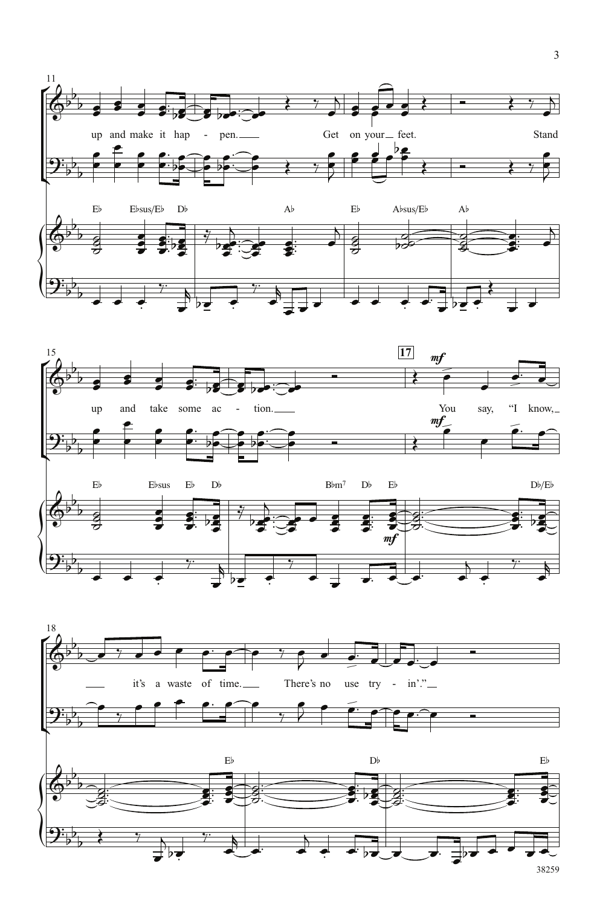11

up and make it hap - pen. Get on your feet. Stand

E♭ E♭sus/E♭ D♭ A♭ E♭ A♭sus/E♭ A♭

15

up and take some ac - tion.

17

*mf*

You say, "I know,

E♭ E♭sus E♭ D♭ B♭m7 D♭ E♭ D♭/E♭

18

it's a waste of time. There's no use try - in'."

E♭ D♭ E♭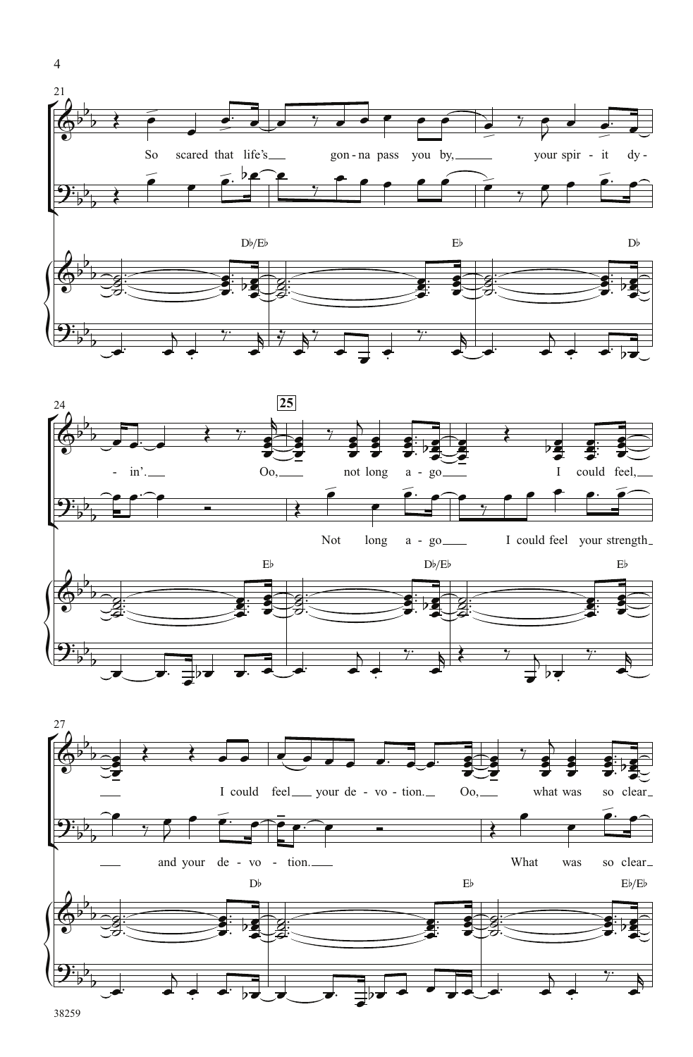21

So scared that life's gon-na pass you by, your spir-it dy-

D♭/E♭ E♭ D♭

24 25

-in'. Oo, not long a-go I could feel,

Not long a-go I could feel your strength

E♭ D♭/E♭ E♭

27

I could feel your de-vo-tion. Oo, what was so clear

and your de-vo-tion. What was so clear

D♭ E♭ E♭/E♭

38259